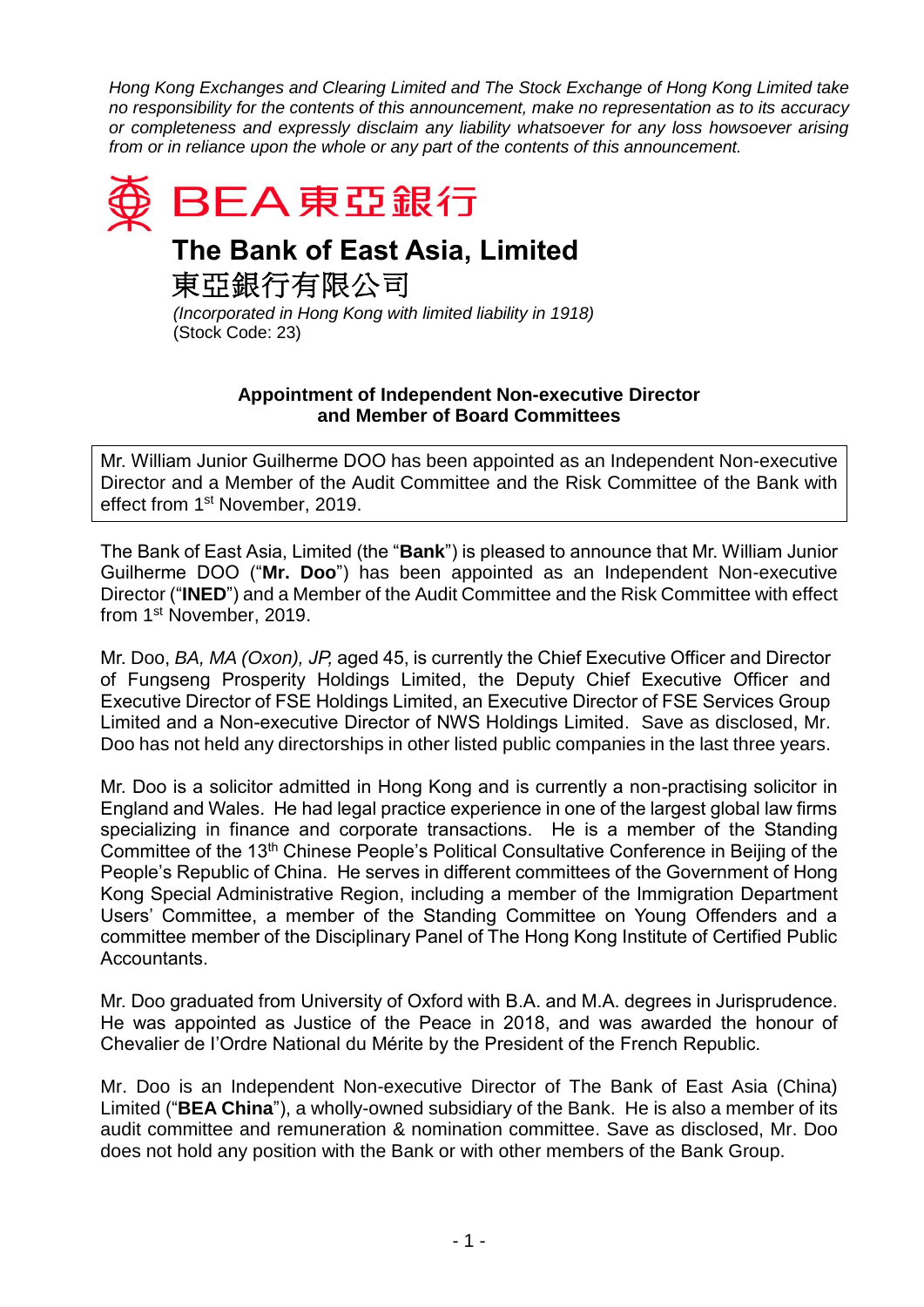*Hong Kong Exchanges and Clearing Limited and The Stock Exchange of Hong Kong Limited take no responsibility for the contents of this announcement, make no representation as to its accuracy or completeness and expressly disclaim any liability whatsoever for any loss howsoever arising from or in reliance upon the whole or any part of the contents of this announcement.*

BEA 東亞銀行

# The Bank of East Asia, Limited

# 東亞銀行有限公司

*(Incorporated in Hong Kong with limited liability in 1918)*
(Stock Code: 23)

## Appointment of Independent Non-executive Director and Member of Board Committees

Mr. William Junior Guilherme DOO has been appointed as an Independent Non-executive Director and a Member of the Audit Committee and the Risk Committee of the Bank with effect from 1st November, 2019.

The Bank of East Asia, Limited (the "**Bank**") is pleased to announce that Mr. William Junior Guilherme DOO ("**Mr. Doo**") has been appointed as an Independent Non-executive Director ("**INED**") and a Member of the Audit Committee and the Risk Committee with effect from 1st November, 2019.

Mr. Doo, *BA, MA (Oxon), JP,* aged 45, is currently the Chief Executive Officer and Director of Fungseng Prosperity Holdings Limited, the Deputy Chief Executive Officer and Executive Director of FSE Holdings Limited, an Executive Director of FSE Services Group Limited and a Non-executive Director of NWS Holdings Limited. Save as disclosed, Mr. Doo has not held any directorships in other listed public companies in the last three years.

Mr. Doo is a solicitor admitted in Hong Kong and is currently a non-practising solicitor in England and Wales. He had legal practice experience in one of the largest global law firms specializing in finance and corporate transactions. He is a member of the Standing Committee of the 13th Chinese People's Political Consultative Conference in Beijing of the People's Republic of China. He serves in different committees of the Government of Hong Kong Special Administrative Region, including a member of the Immigration Department Users' Committee, a member of the Standing Committee on Young Offenders and a committee member of the Disciplinary Panel of The Hong Kong Institute of Certified Public Accountants.

Mr. Doo graduated from University of Oxford with B.A. and M.A. degrees in Jurisprudence. He was appointed as Justice of the Peace in 2018, and was awarded the honour of Chevalier de l'Ordre National du Mérite by the President of the French Republic.

Mr. Doo is an Independent Non-executive Director of The Bank of East Asia (China) Limited ("**BEA China**"), a wholly-owned subsidiary of the Bank. He is also a member of its audit committee and remuneration & nomination committee. Save as disclosed, Mr. Doo does not hold any position with the Bank or with other members of the Bank Group.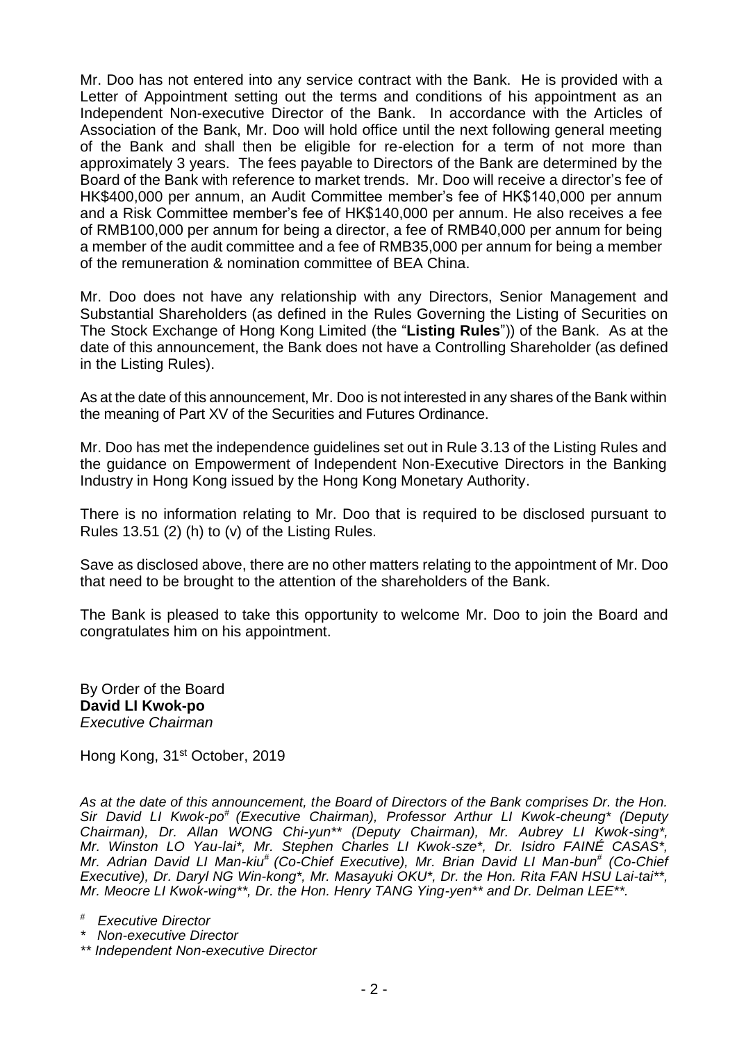Mr. Doo has not entered into any service contract with the Bank. He is provided with a Letter of Appointment setting out the terms and conditions of his appointment as an Independent Non-executive Director of the Bank. In accordance with the Articles of Association of the Bank, Mr. Doo will hold office until the next following general meeting of the Bank and shall then be eligible for re-election for a term of not more than approximately 3 years. The fees payable to Directors of the Bank are determined by the Board of the Bank with reference to market trends. Mr. Doo will receive a director's fee of HK$400,000 per annum, an Audit Committee member's fee of HK$140,000 per annum and a Risk Committee member's fee of HK$140,000 per annum. He also receives a fee of RMB100,000 per annum for being a director, a fee of RMB40,000 per annum for being a member of the audit committee and a fee of RMB35,000 per annum for being a member of the remuneration & nomination committee of BEA China.

Mr. Doo does not have any relationship with any Directors, Senior Management and Substantial Shareholders (as defined in the Rules Governing the Listing of Securities on The Stock Exchange of Hong Kong Limited (the "**Listing Rules**")) of the Bank. As at the date of this announcement, the Bank does not have a Controlling Shareholder (as defined in the Listing Rules).

As at the date of this announcement, Mr. Doo is not interested in any shares of the Bank within the meaning of Part XV of the Securities and Futures Ordinance.

Mr. Doo has met the independence guidelines set out in Rule 3.13 of the Listing Rules and the guidance on Empowerment of Independent Non-Executive Directors in the Banking Industry in Hong Kong issued by the Hong Kong Monetary Authority.

There is no information relating to Mr. Doo that is required to be disclosed pursuant to Rules 13.51 (2) (h) to (v) of the Listing Rules.

Save as disclosed above, there are no other matters relating to the appointment of Mr. Doo that need to be brought to the attention of the shareholders of the Bank.

The Bank is pleased to take this opportunity to welcome Mr. Doo to join the Board and congratulates him on his appointment.

By Order of the Board
**David LI Kwok-po**
*Executive Chairman*

Hong Kong, 31st October, 2019

*As at the date of this announcement, the Board of Directors of the Bank comprises Dr. the Hon. Sir David LI Kwok-po# (Executive Chairman), Professor Arthur LI Kwok-cheung* (Deputy Chairman), Dr. Allan WONG Chi-yun** (Deputy Chairman), Mr. Aubrey LI Kwok-sing*, Mr. Winston LO Yau-lai*, Mr. Stephen Charles LI Kwok-sze*, Dr. Isidro FAINÉ CASAS*, Mr. Adrian David LI Man-kiu# (Co-Chief Executive), Mr. Brian David LI Man-bun# (Co-Chief Executive), Dr. Daryl NG Win-kong*, Mr. Masayuki OKU*, Dr. the Hon. Rita FAN HSU Lai-tai**, Mr. Meocre LI Kwok-wing**, Dr. the Hon. Henry TANG Ying-yen** and Dr. Delman LEE**.*

# *Executive Director*

\* *Non-executive Director*

** *Independent Non-executive Director*